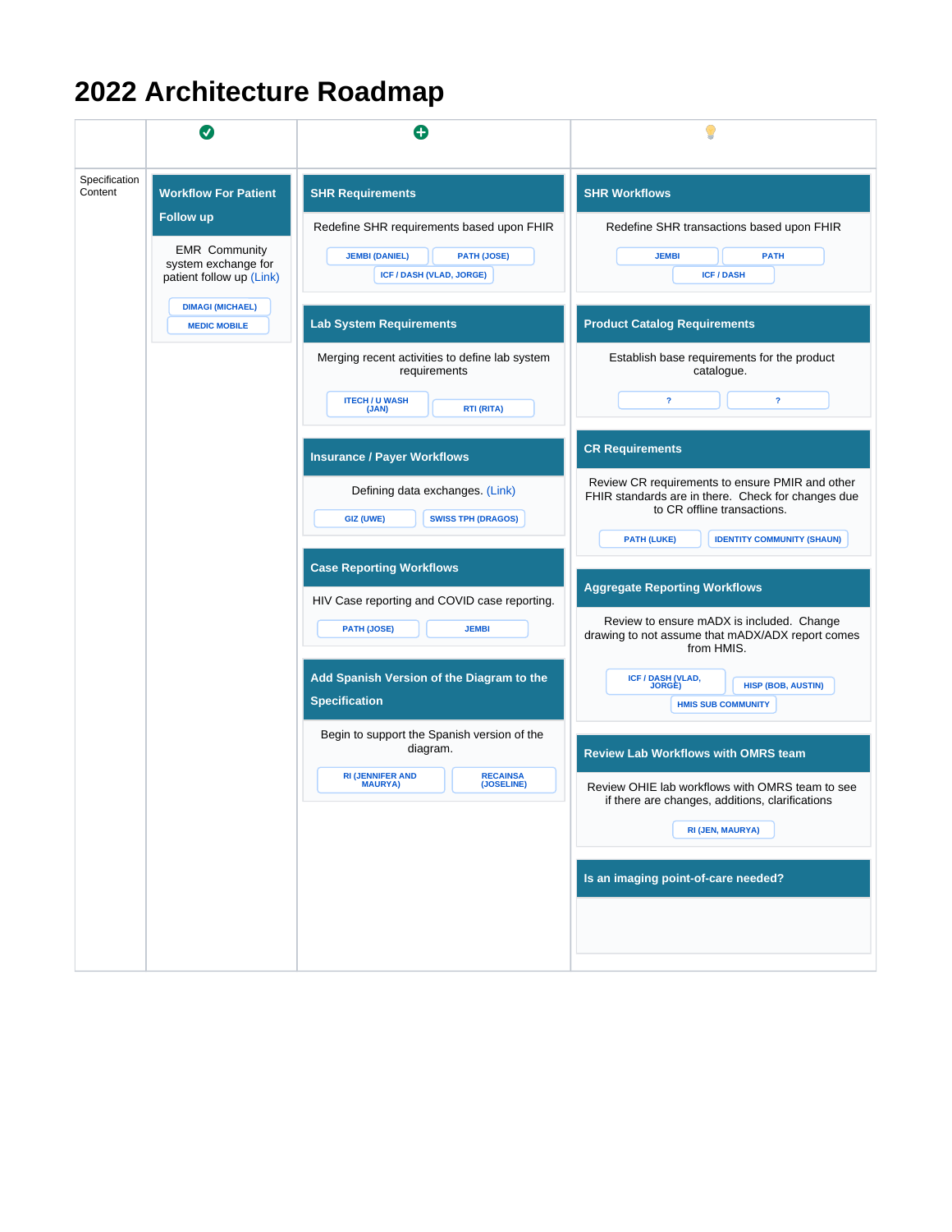# 2022 Architecture Roadmap

| | ✅ | ➕ | 💡 |
|---|---|---|---|
| Specification Content | **Workflow For Patient Follow up**<br>EMR Community system exchange for patient follow up (Link)<br>DIMAGI (MICHAEL)<br>MEDIC MOBILE | **SHR Requirements**<br>Redefine SHR requirements based upon FHIR<br>JEMBI (DANIEL) · PATH (JOSE) · ICF / DASH (VLAD, JORGE)<br><br>**Lab System Requirements**<br>Merging recent activities to define lab system requirements<br>ITECH / U WASH (JAN) · RTI (RITA)<br><br>**Insurance / Payer Workflows**<br>Defining data exchanges. (Link)<br>GIZ (UWE) · SWISS TPH (DRAGOS)<br><br>**Case Reporting Workflows**<br>HIV Case reporting and COVID case reporting.<br>PATH (JOSE) · JEMBI<br><br>**Add Spanish Version of the Diagram to the Specification**<br>Begin to support the Spanish version of the diagram.<br>RI (JENNIFER AND MAURYA) · RECAINSA (JOSELINE) | **SHR Workflows**<br>Redefine SHR transactions based upon FHIR<br>JEMBI · PATH · ICF / DASH<br><br>**Product Catalog Requirements**<br>Establish base requirements for the product catalogue.<br>? · ?<br><br>**CR Requirements**<br>Review CR requirements to ensure PMIR and other FHIR standards are in there. Check for changes due to CR offline transactions.<br>PATH (LUKE) · IDENTITY COMMUNITY (SHAUN)<br><br>**Aggregate Reporting Workflows**<br>Review to ensure mADX is included. Change drawing to not assume that mADX/ADX report comes from HMIS.<br>ICF / DASH (VLAD, JORGE) · HISP (BOB, AUSTIN) · HMIS SUB COMMUNITY<br><br>**Review Lab Workflows with OMRS team**<br>Review OHIE lab workflows with OMRS team to see if there are changes, additions, clarifications<br>RI (JEN, MAURYA)<br><br>**Is an imaging point-of-care needed?** |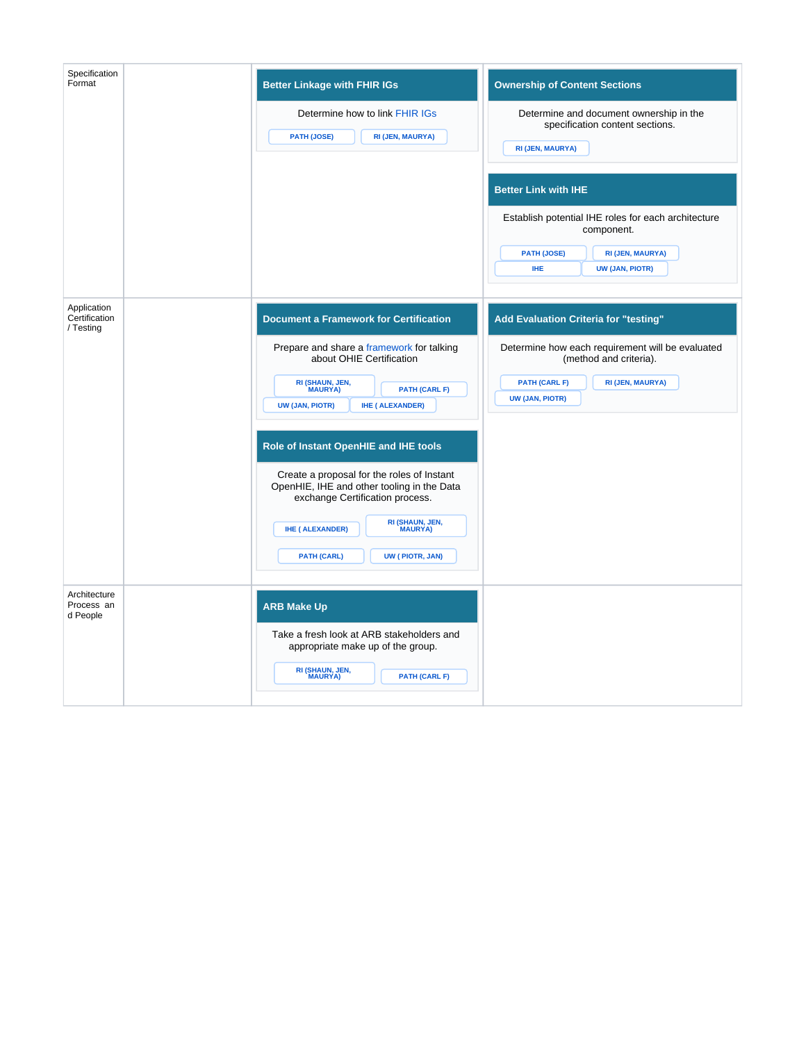| | | | |
|---|---|---|---|
| Specification Format | | **Better Linkage with FHIR IGs**<br>Determine how to link FHIR IGs<br>PATH (JOSE) · RI (JEN, MAURYA) | **Ownership of Content Sections**<br>Determine and document ownership in the specification content sections.<br>RI (JEN, MAURYA)<br><br>**Better Link with IHE**<br>Establish potential IHE roles for each architecture component.<br>PATH (JOSE) · RI (JEN, MAURYA) · IHE · UW (JAN, PIOTR) |
| Application Certification / Testing | | **Document a Framework for Certification**<br>Prepare and share a framework for talking about OHIE Certification<br>RI (SHAUN, JEN, MAURYA) · PATH (CARL F) · UW (JAN, PIOTR) · IHE ( ALEXANDER)<br><br>**Role of Instant OpenHIE and IHE tools**<br>Create a proposal for the roles of Instant OpenHIE, IHE and other tooling in the Data exchange Certification process.<br>IHE ( ALEXANDER) · RI (SHAUN, JEN, MAURYA) · PATH (CARL) · UW ( PIOTR, JAN) | **Add Evaluation Criteria for "testing"**<br>Determine how each requirement will be evaluated (method and criteria).<br>PATH (CARL F) · RI (JEN, MAURYA) · UW (JAN, PIOTR) |
| Architecture Process and People | | **ARB Make Up**<br>Take a fresh look at ARB stakeholders and appropriate make up of the group.<br>RI (SHAUN, JEN, MAURYA) · PATH (CARL F) | |